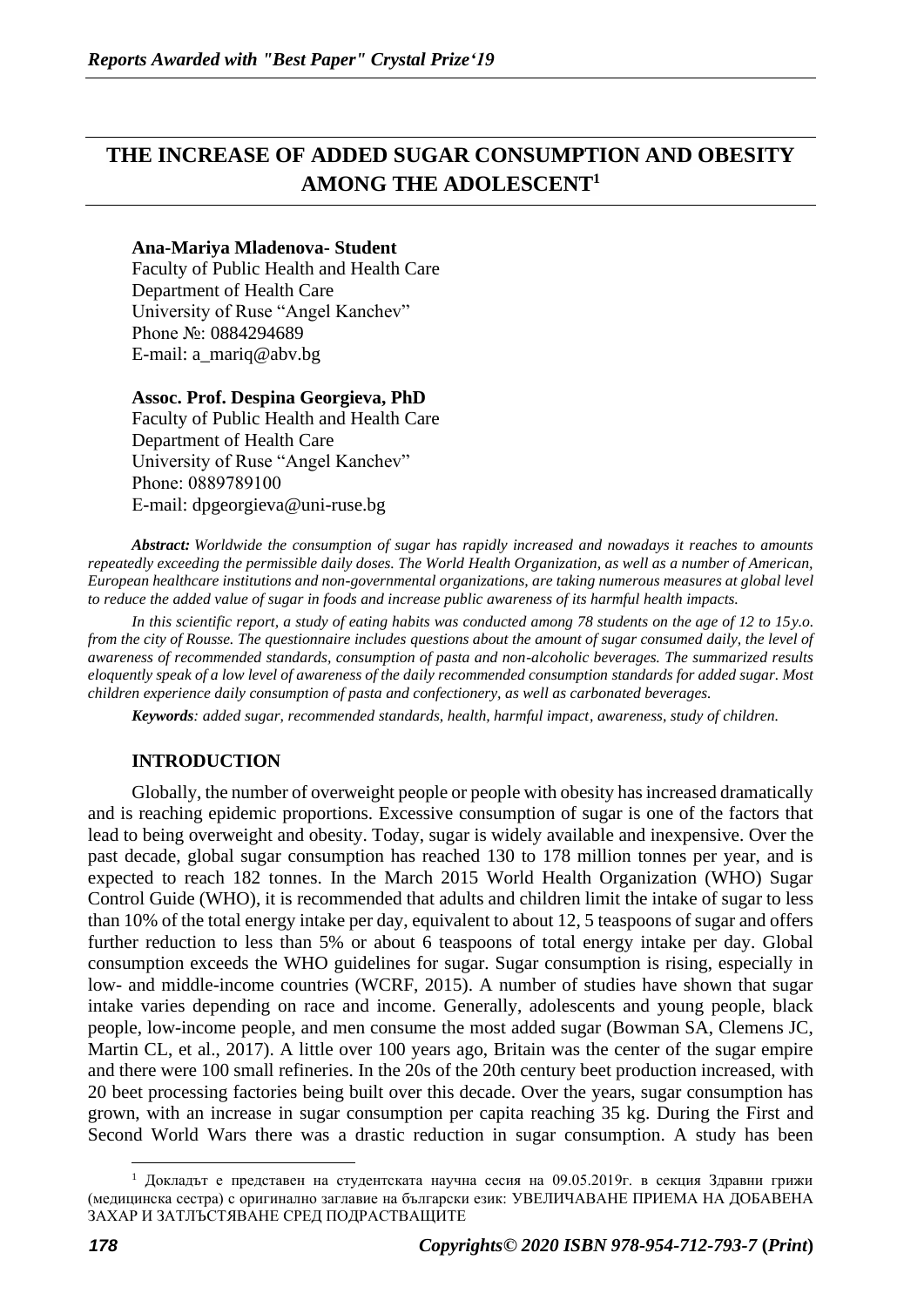# THE INCREASE OF ADDED SUGAR CONSUMPTION AND OBESITY AMONG THE ADOLESCENT[1]

**Ana-Mariya Mladenova- Student**
Faculty of Public Health and Health Care
Department of Health Care
University of Ruse "Angel Kanchev"
Phone №: 0884294689
E-mail: a_mariq@abv.bg

**Assoc. Prof. Despina Georgieva, PhD**
Faculty of Public Health and Health Care
Department of Health Care
University of Ruse "Angel Kanchev"
Phone: 0889789100
E-mail: dpgeorgieva@uni-ruse.bg

***Abstract:*** *Worldwide the consumption of sugar has rapidly increased and nowadays it reaches to amounts repeatedly exceeding the permissible daily doses. The World Health Organization, as well as a number of American, European healthcare institutions and non-governmental organizations, are taking numerous measures at global level to reduce the added value of sugar in foods and increase public awareness of its harmful health impacts.*

*In this scientific report, a study of eating habits was conducted among 78 students on the age of 12 to 15y.o. from the city of Rousse. The questionnaire includes questions about the amount of sugar consumed daily, the level of awareness of recommended standards, consumption of pasta and non-alcoholic beverages. The summarized results eloquently speak of a low level of awareness of the daily recommended consumption standards for added sugar. Most children experience daily consumption of pasta and confectionery, as well as carbonated beverages.*

***Keywords****: added sugar, recommended standards, health, harmful impact, awareness, study of children.*

## INTRODUCTION

Globally, the number of overweight people or people with obesity has increased dramatically and is reaching epidemic proportions. Excessive consumption of sugar is one of the factors that lead to being overweight and obesity. Today, sugar is widely available and inexpensive. Over the past decade, global sugar consumption has reached 130 to 178 million tonnes per year, and is expected to reach 182 tonnes. In the March 2015 World Health Organization (WHO) Sugar Control Guide (WHO), it is recommended that adults and children limit the intake of sugar to less than 10% of the total energy intake per day, equivalent to about 12, 5 teaspoons of sugar and offers further reduction to less than 5% or about 6 teaspoons of total energy intake per day. Global consumption exceeds the WHO guidelines for sugar. Sugar consumption is rising, especially in low- and middle-income countries (WCRF, 2015). A number of studies have shown that sugar intake varies depending on race and income. Generally, adolescents and young people, black people, low-income people, and men consume the most added sugar (Bowman SA, Clemens JC, Martin CL, et al., 2017). A little over 100 years ago, Britain was the center of the sugar empire and there were 100 small refineries. In the 20s of the 20th century beet production increased, with 20 beet processing factories being built over this decade. Over the years, sugar consumption has grown, with an increase in sugar consumption per capita reaching 35 kg. During the First and Second World Wars there was a drastic reduction in sugar consumption. A study has been

[1] Докладът е представен на студентската научна сесия на 09.05.2019г. в секция Здравни грижи (медицинска сестра) с оригинално заглавие на български език: УВЕЛИЧАВАНЕ ПРИЕМА НА ДОБАВЕНА ЗАХАР И ЗАТЛЪСТЯВАНЕ СРЕД ПОДРАСТВАЩИТЕ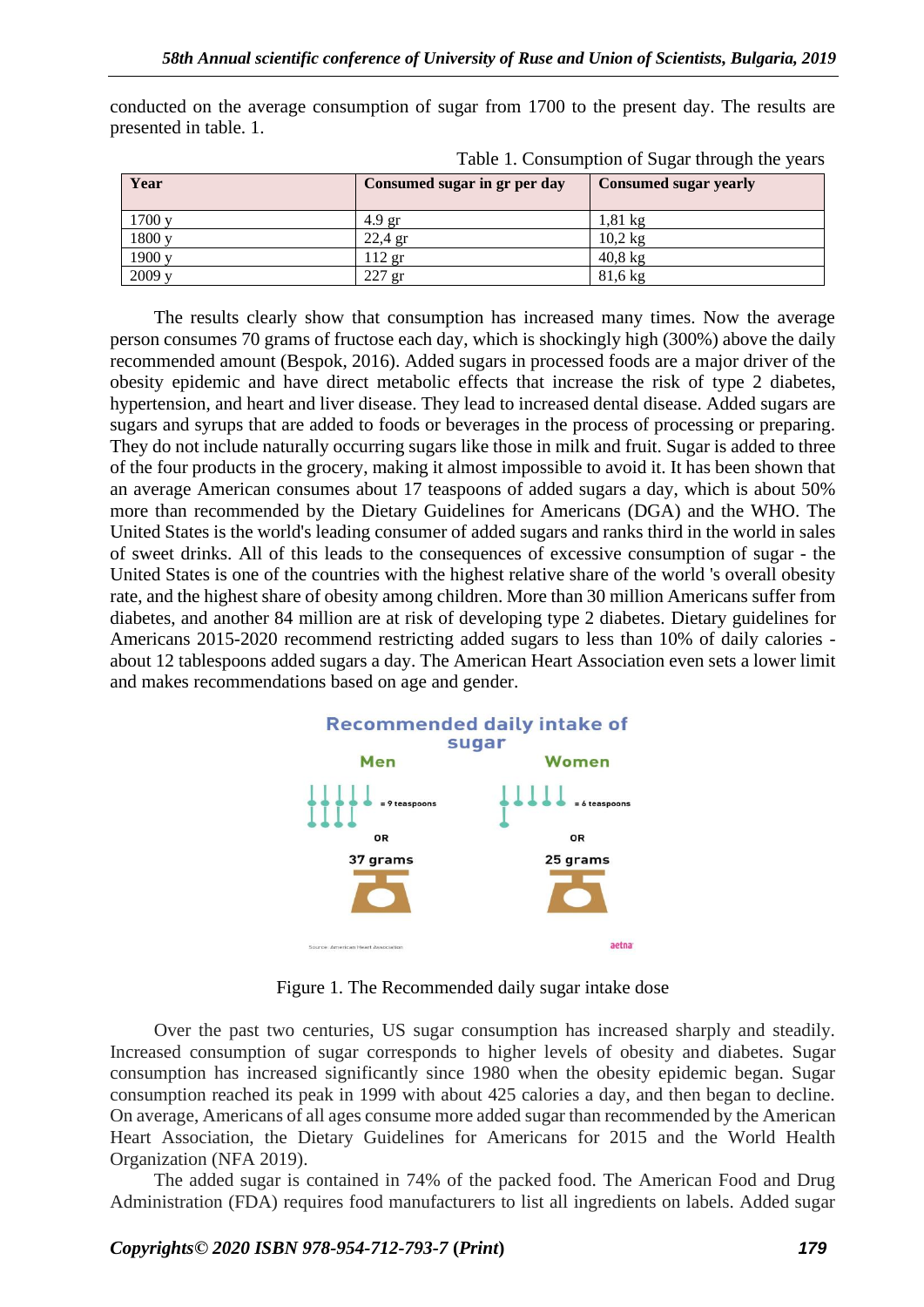conducted on the average consumption of sugar from 1700 to the present day. The results are presented in table. 1.

Table 1. Consumption of Sugar through the years

| Year | Consumed sugar in gr per day | Consumed sugar yearly |
|---|---|---|
| 1700 y | 4.9 gr | 1,81 kg |
| 1800 y | 22,4 gr | 10,2 kg |
| 1900 y | 112 gr | 40,8 kg |
| 2009 y | 227 gr | 81,6 kg |

The results clearly show that consumption has increased many times. Now the average person consumes 70 grams of fructose each day, which is shockingly high (300%) above the daily recommended amount (Bespok, 2016). Added sugars in processed foods are a major driver of the obesity epidemic and have direct metabolic effects that increase the risk of type 2 diabetes, hypertension, and heart and liver disease. They lead to increased dental disease. Added sugars are sugars and syrups that are added to foods or beverages in the process of processing or preparing. They do not include naturally occurring sugars like those in milk and fruit. Sugar is added to three of the four products in the grocery, making it almost impossible to avoid it. It has been shown that an average American consumes about 17 teaspoons of added sugars a day, which is about 50% more than recommended by the Dietary Guidelines for Americans (DGA) and the WHO. The United States is the world's leading consumer of added sugars and ranks third in the world in sales of sweet drinks. All of this leads to the consequences of excessive consumption of sugar - the United States is one of the countries with the highest relative share of the world 's overall obesity rate, and the highest share of obesity among children. More than 30 million Americans suffer from diabetes, and another 84 million are at risk of developing type 2 diabetes. Dietary guidelines for Americans 2015-2020 recommend restricting added sugars to less than 10% of daily calories - about 12 tablespoons added sugars a day. The American Heart Association even sets a lower limit and makes recommendations based on age and gender.

Recommended daily intake of sugar

| Men | Women |
|---|---|
| = 9 teaspoons | = 6 teaspoons |
| OR | OR |
| 37 grams | 25 grams |

Source: American Heart Association

aetna

Figure 1. The Recommended daily sugar intake dose

Over the past two centuries, US sugar consumption has increased sharply and steadily. Increased consumption of sugar corresponds to higher levels of obesity and diabetes. Sugar consumption has increased significantly since 1980 when the obesity epidemic began. Sugar consumption reached its peak in 1999 with about 425 calories a day, and then began to decline. On average, Americans of all ages consume more added sugar than recommended by the American Heart Association, the Dietary Guidelines for Americans for 2015 and the World Health Organization (NFA 2019).

The added sugar is contained in 74% of the packed food. The American Food and Drug Administration (FDA) requires food manufacturers to list all ingredients on labels. Added sugar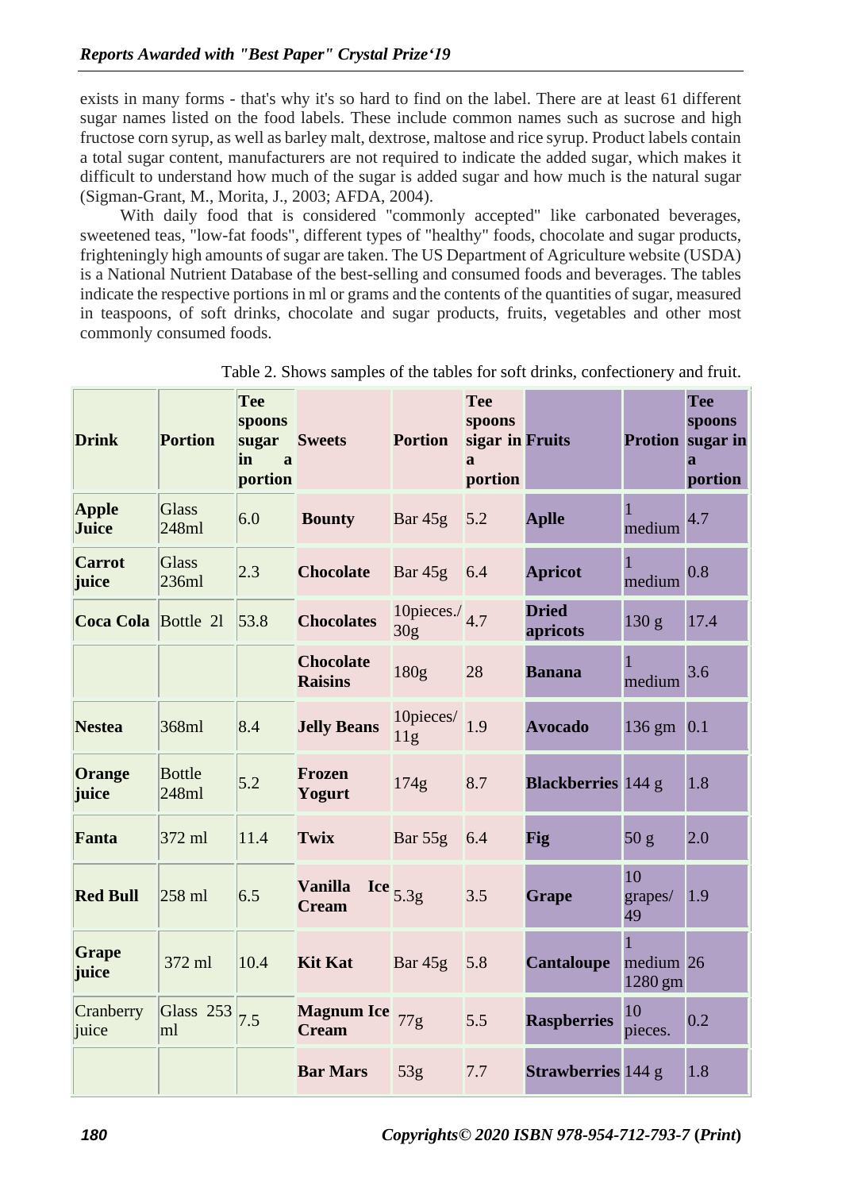exists in many forms - that's why it's so hard to find on the label. There are at least 61 different sugar names listed on the food labels. These include common names such as sucrose and high fructose corn syrup, as well as barley malt, dextrose, maltose and rice syrup. Product labels contain a total sugar content, manufacturers are not required to indicate the added sugar, which makes it difficult to understand how much of the sugar is added sugar and how much is the natural sugar (Sigman-Grant, M., Morita, J., 2003; AFDA, 2004).

With daily food that is considered "commonly accepted" like carbonated beverages, sweetened teas, "low-fat foods", different types of "healthy" foods, chocolate and sugar products, frighteningly high amounts of sugar are taken. The US Department of Agriculture website (USDA) is a National Nutrient Database of the best-selling and consumed foods and beverages. The tables indicate the respective portions in ml or grams and the contents of the quantities of sugar, measured in teaspoons, of soft drinks, chocolate and sugar products, fruits, vegetables and other most commonly consumed foods.

Table 2. Shows samples of the tables for soft drinks, confectionery and fruit.

| **Drink** | **Portion** | **Tee spoons sugar in a portion** | **Sweets** | **Portion** | **Tee spoons sigar in a portion** | **Fruits** | **Protion** | **Tee spoons sugar in a portion** |
|---|---|---|---|---|---|---|---|---|
| **Apple Juice** | Glass 248ml | 6.0 | **Bounty** | Bar 45g | 5.2 | **Aplle** | 1 medium | 4.7 |
| **Carrot juice** | Glass 236ml | 2.3 | **Chocolate** | Bar 45g | 6.4 | **Apricot** | 1 medium | 0.8 |
| **Coca Cola** | Bottle 2l | 53.8 | **Chocolates** | 10pieces./ 30g | 4.7 | **Dried apricots** | 130 g | 17.4 |
| | | | **Chocolate Raisins** | 180g | 28 | **Banana** | 1 medium | 3.6 |
| **Nestea** | 368ml | 8.4 | **Jelly Beans** | 10pieces/ 11g | 1.9 | **Avocado** | 136 gm | 0.1 |
| **Orange juice** | Bottle 248ml | 5.2 | **Frozen Yogurt** | 174g | 8.7 | **Blackberries** | 144 g | 1.8 |
| **Fanta** | 372 ml | 11.4 | **Twix** | Bar 55g | 6.4 | **Fig** | 50 g | 2.0 |
| **Red Bull** | 258 ml | 6.5 | **Vanilla Ice Cream** | 5.3g | 3.5 | **Grape** | 10 grapes/ 49 | 1.9 |
| **Grape juice** | 372 ml | 10.4 | **Kit Kat** | Bar 45g | 5.8 | **Cantaloupe** | 1 medium 1280 gm | 26 |
| Cranberry juice | Glass 253 ml | 7.5 | **Magnum Ice Cream** | 77g | 5.5 | **Raspberries** | 10 pieces. | 0.2 |
| | | | **Bar Mars** | 53g | 7.7 | **Strawberries** | 144 g | 1.8 |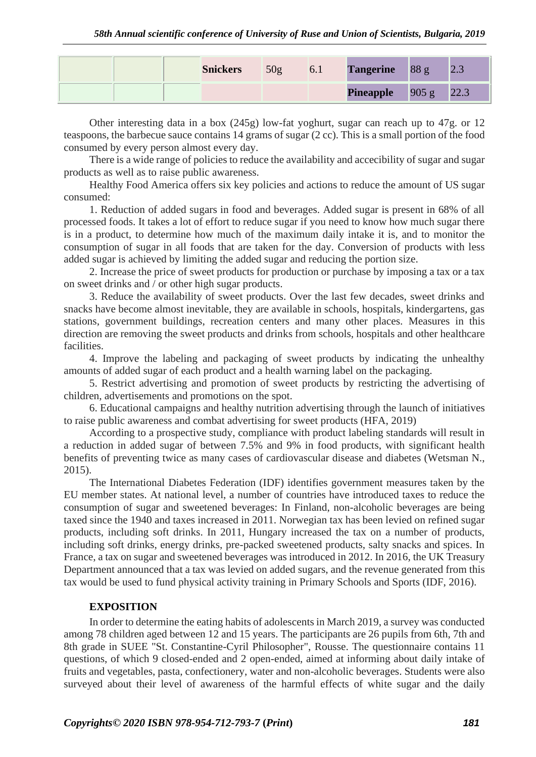| | | | Snickers | 50g | 6.1 | Tangerine | 88 g | 2.3 |
|---|---|---|---|---|---|---|---|---|
| | | | | | | Pineapple | 905 g | 22.3 |

Other interesting data in a box (245g) low-fat yoghurt, sugar can reach up to 47g. or 12 teaspoons, the barbecue sauce contains 14 grams of sugar (2 cc). This is a small portion of the food consumed by every person almost every day.

There is a wide range of policies to reduce the availability and accecibility of sugar and sugar products as well as to raise public awareness.

Healthy Food America offers six key policies and actions to reduce the amount of US sugar consumed:

1. Reduction of added sugars in food and beverages. Added sugar is present in 68% of all processed foods. It takes a lot of effort to reduce sugar if you need to know how much sugar there is in a product, to determine how much of the maximum daily intake it is, and to monitor the consumption of sugar in all foods that are taken for the day. Conversion of products with less added sugar is achieved by limiting the added sugar and reducing the portion size.

2. Increase the price of sweet products for production or purchase by imposing a tax or a tax on sweet drinks and / or other high sugar products.

3. Reduce the availability of sweet products. Over the last few decades, sweet drinks and snacks have become almost inevitable, they are available in schools, hospitals, kindergartens, gas stations, government buildings, recreation centers and many other places. Measures in this direction are removing the sweet products and drinks from schools, hospitals and other healthcare facilities.

4. Improve the labeling and packaging of sweet products by indicating the unhealthy amounts of added sugar of each product and a health warning label on the packaging.

5. Restrict advertising and promotion of sweet products by restricting the advertising of children, advertisements and promotions on the spot.

6. Educational campaigns and healthy nutrition advertising through the launch of initiatives to raise public awareness and combat advertising for sweet products (HFA, 2019)

According to a prospective study, compliance with product labeling standards will result in a reduction in added sugar of between 7.5% and 9% in food products, with significant health benefits of preventing twice as many cases of cardiovascular disease and diabetes (Wetsman N., 2015).

The International Diabetes Federation (IDF) identifies government measures taken by the EU member states. At national level, a number of countries have introduced taxes to reduce the consumption of sugar and sweetened beverages: In Finland, non-alcoholic beverages are being taxed since the 1940 and taxes increased in 2011. Norwegian tax has been levied on refined sugar products, including soft drinks. In 2011, Hungary increased the tax on a number of products, including soft drinks, energy drinks, pre-packed sweetened products, salty snacks and spices. In France, a tax on sugar and sweetened beverages was introduced in 2012. In 2016, the UK Treasury Department announced that a tax was levied on added sugars, and the revenue generated from this tax would be used to fund physical activity training in Primary Schools and Sports (IDF, 2016).

## EXPOSITION

In order to determine the eating habits of adolescents in March 2019, a survey was conducted among 78 children aged between 12 and 15 years. The participants are 26 pupils from 6th, 7th and 8th grade in SUEE "St. Constantine-Cyril Philosopher", Rousse. The questionnaire contains 11 questions, of which 9 closed-ended and 2 open-ended, aimed at informing about daily intake of fruits and vegetables, pasta, confectionery, water and non-alcoholic beverages. Students were also surveyed about their level of awareness of the harmful effects of white sugar and the daily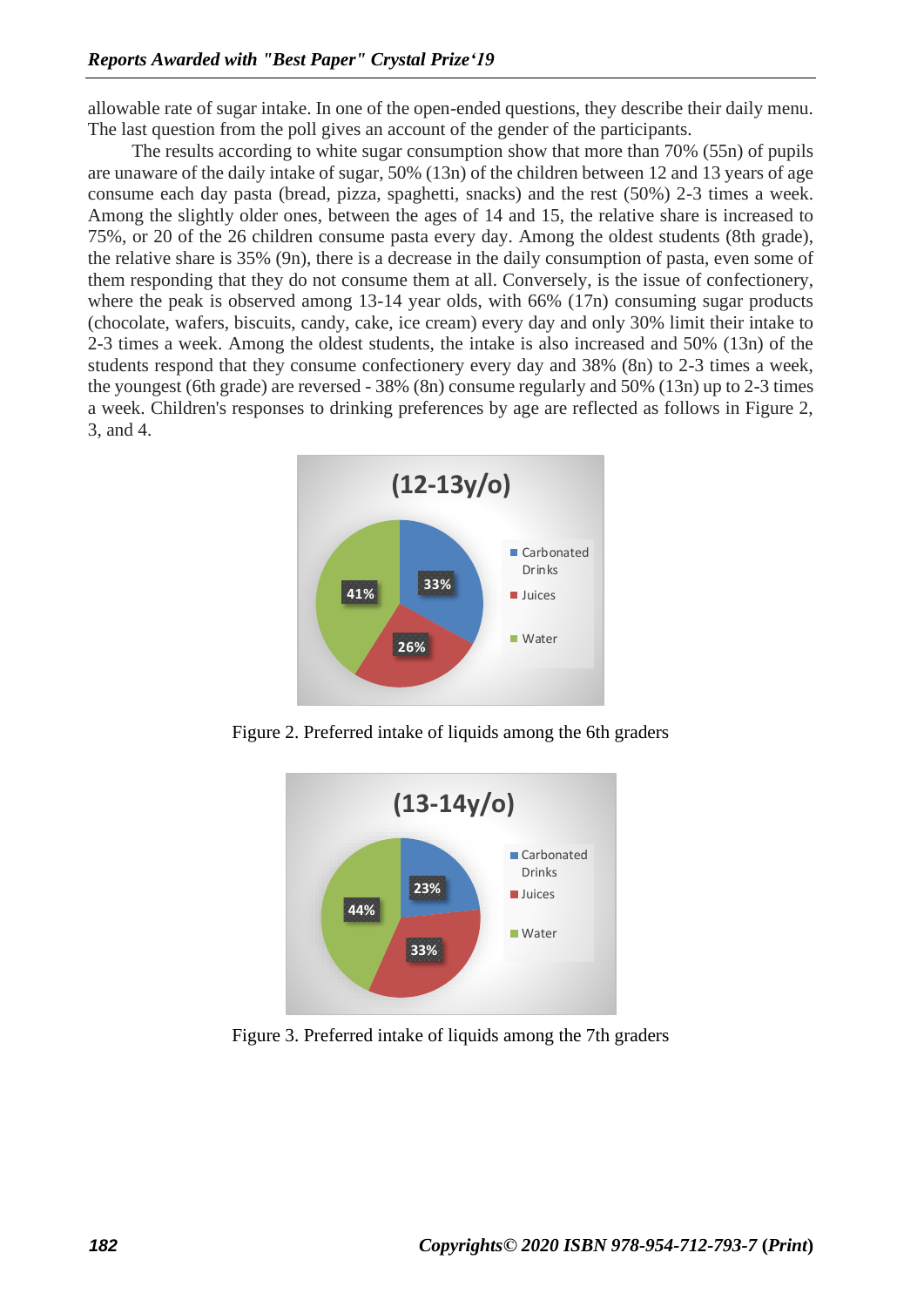allowable rate of sugar intake. In one of the open-ended questions, they describe their daily menu. The last question from the poll gives an account of the gender of the participants.

The results according to white sugar consumption show that more than 70% (55n) of pupils are unaware of the daily intake of sugar, 50% (13n) of the children between 12 and 13 years of age consume each day pasta (bread, pizza, spaghetti, snacks) and the rest (50%) 2-3 times a week. Among the slightly older ones, between the ages of 14 and 15, the relative share is increased to 75%, or 20 of the 26 children consume pasta every day. Among the oldest students (8th grade), the relative share is 35% (9n), there is a decrease in the daily consumption of pasta, even some of them responding that they do not consume them at all. Conversely, is the issue of confectionery, where the peak is observed among 13-14 year olds, with 66% (17n) consuming sugar products (chocolate, wafers, biscuits, candy, cake, ice cream) every day and only 30% limit their intake to 2-3 times a week. Among the oldest students, the intake is also increased and 50% (13n) of the students respond that they consume confectionery every day and 38% (8n) to 2-3 times a week, the youngest (6th grade) are reversed - 38% (8n) consume regularly and 50% (13n) up to 2-3 times a week. Children's responses to drinking preferences by age are reflected as follows in Figure 2, 3, and 4.

Figure 2. Preferred intake of liquids among the 6th graders

Figure 3. Preferred intake of liquids among the 7th graders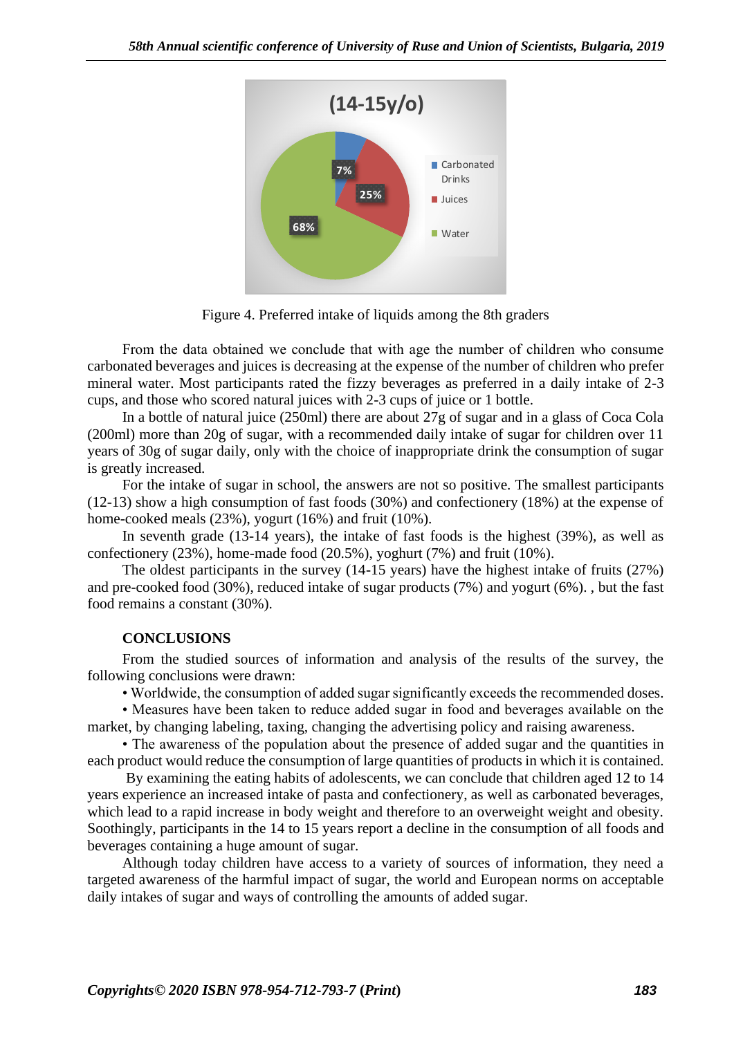Figure 4. Preferred intake of liquids among the 8th graders

From the data obtained we conclude that with age the number of children who consume carbonated beverages and juices is decreasing at the expense of the number of children who prefer mineral water. Most participants rated the fizzy beverages as preferred in a daily intake of 2-3 cups, and those who scored natural juices with 2-3 cups of juice or 1 bottle.

In a bottle of natural juice (250ml) there are about 27g of sugar and in a glass of Coca Cola (200ml) more than 20g of sugar, with a recommended daily intake of sugar for children over 11 years of 30g of sugar daily, only with the choice of inappropriate drink the consumption of sugar is greatly increased.

For the intake of sugar in school, the answers are not so positive. The smallest participants (12-13) show a high consumption of fast foods (30%) and confectionery (18%) at the expense of home-cooked meals (23%), yogurt (16%) and fruit (10%).

In seventh grade (13-14 years), the intake of fast foods is the highest (39%), as well as confectionery (23%), home-made food (20.5%), yoghurt (7%) and fruit (10%).

The oldest participants in the survey (14-15 years) have the highest intake of fruits (27%) and pre-cooked food (30%), reduced intake of sugar products (7%) and yogurt (6%). , but the fast food remains a constant (30%).

## CONCLUSIONS

From the studied sources of information and analysis of the results of the survey, the following conclusions were drawn:

• Worldwide, the consumption of added sugar significantly exceeds the recommended doses.

• Measures have been taken to reduce added sugar in food and beverages available on the market, by changing labeling, taxing, changing the advertising policy and raising awareness.

• The awareness of the population about the presence of added sugar and the quantities in each product would reduce the consumption of large quantities of products in which it is contained.

By examining the eating habits of adolescents, we can conclude that children aged 12 to 14 years experience an increased intake of pasta and confectionery, as well as carbonated beverages, which lead to a rapid increase in body weight and therefore to an overweight weight and obesity. Soothingly, participants in the 14 to 15 years report a decline in the consumption of all foods and beverages containing a huge amount of sugar.

Although today children have access to a variety of sources of information, they need a targeted awareness of the harmful impact of sugar, the world and European norms on acceptable daily intakes of sugar and ways of controlling the amounts of added sugar.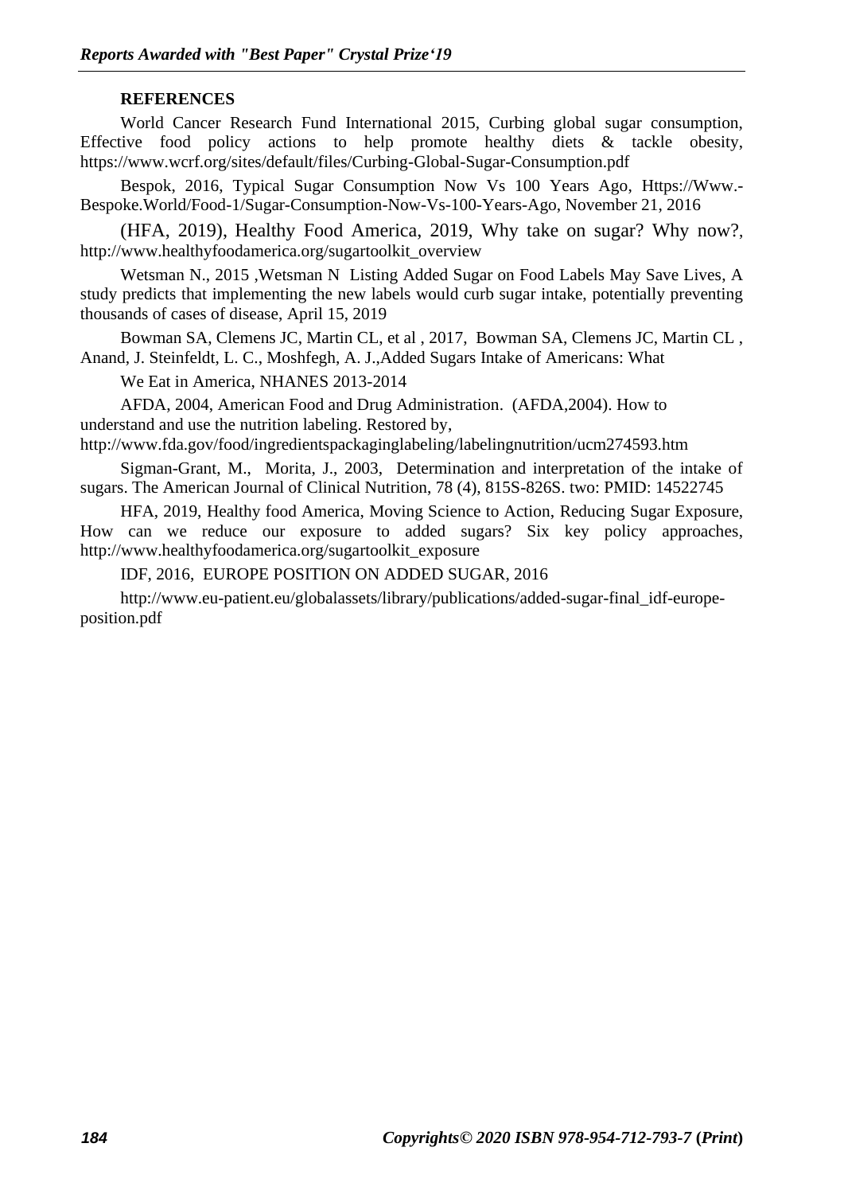**REFERENCES**

World Cancer Research Fund International 2015, Curbing global sugar consumption, Effective food policy actions to help promote healthy diets & tackle obesity, https://www.wcrf.org/sites/default/files/Curbing-Global-Sugar-Consumption.pdf

Bespok, 2016, Typical Sugar Consumption Now Vs 100 Years Ago, Https://Www.-Bespoke.World/Food-1/Sugar-Consumption-Now-Vs-100-Years-Ago, November 21, 2016

(HFA, 2019), Healthy Food America, 2019, Why take on sugar? Why now?, http://www.healthyfoodamerica.org/sugartoolkit_overview

Wetsman N., 2015 ,Wetsman N Listing Added Sugar on Food Labels May Save Lives, A study predicts that implementing the new labels would curb sugar intake, potentially preventing thousands of cases of disease, April 15, 2019

Bowman SA, Clemens JC, Martin CL, et al , 2017, Bowman SA, Clemens JC, Martin CL , Anand, J. Steinfeldt, L. C., Moshfegh, A. J.,Added Sugars Intake of Americans: What

We Eat in America, NHANES 2013-2014

AFDA, 2004, American Food and Drug Administration. (AFDA,2004). How to understand and use the nutrition labeling. Restored by, http://www.fda.gov/food/ingredientspackaginglabeling/labelingnutrition/ucm274593.htm

Sigman-Grant, M., Morita, J., 2003, Determination and interpretation of the intake of sugars. The American Journal of Clinical Nutrition, 78 (4), 815S-826S. two: PMID: 14522745

HFA, 2019, Healthy food America, Moving Science to Action, Reducing Sugar Exposure, How can we reduce our exposure to added sugars? Six key policy approaches, http://www.healthyfoodamerica.org/sugartoolkit_exposure

IDF, 2016, EUROPE POSITION ON ADDED SUGAR, 2016

http://www.eu-patient.eu/globalassets/library/publications/added-sugar-final_idf-europe-position.pdf